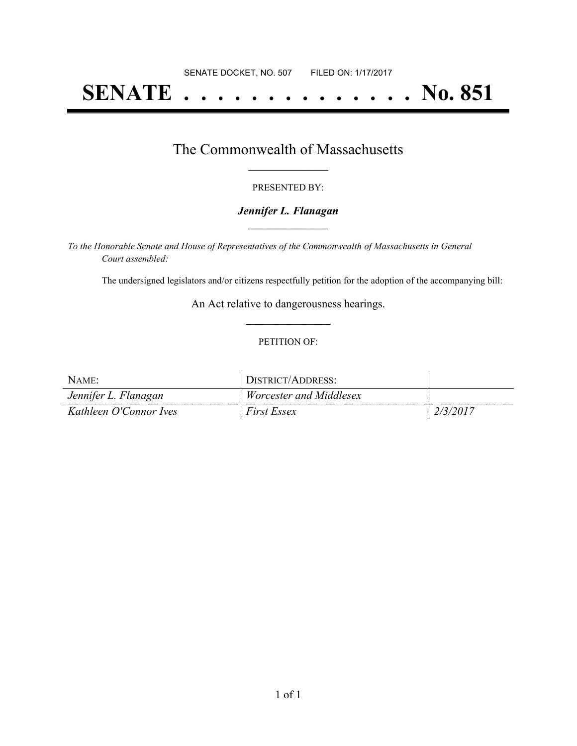SENATE DOCKET, NO. 507        FILED ON: 1/17/2017

# SENATE . . . . . . . . . . . . . . No. 851

## The Commonwealth of Massachusetts

PRESENTED BY:

***Jennifer L. Flanagan***

*To the Honorable Senate and House of Representatives of the Commonwealth of Massachusetts in General Court assembled:*

The undersigned legislators and/or citizens respectfully petition for the adoption of the accompanying bill:

An Act relative to dangerousness hearings.

PETITION OF:

| NAME: | DISTRICT/ADDRESS: | |
|---|---|---|
| *Jennifer L. Flanagan* | *Worcester and Middlesex* | |
| *Kathleen O'Connor Ives* | *First Essex* | *2/3/2017* |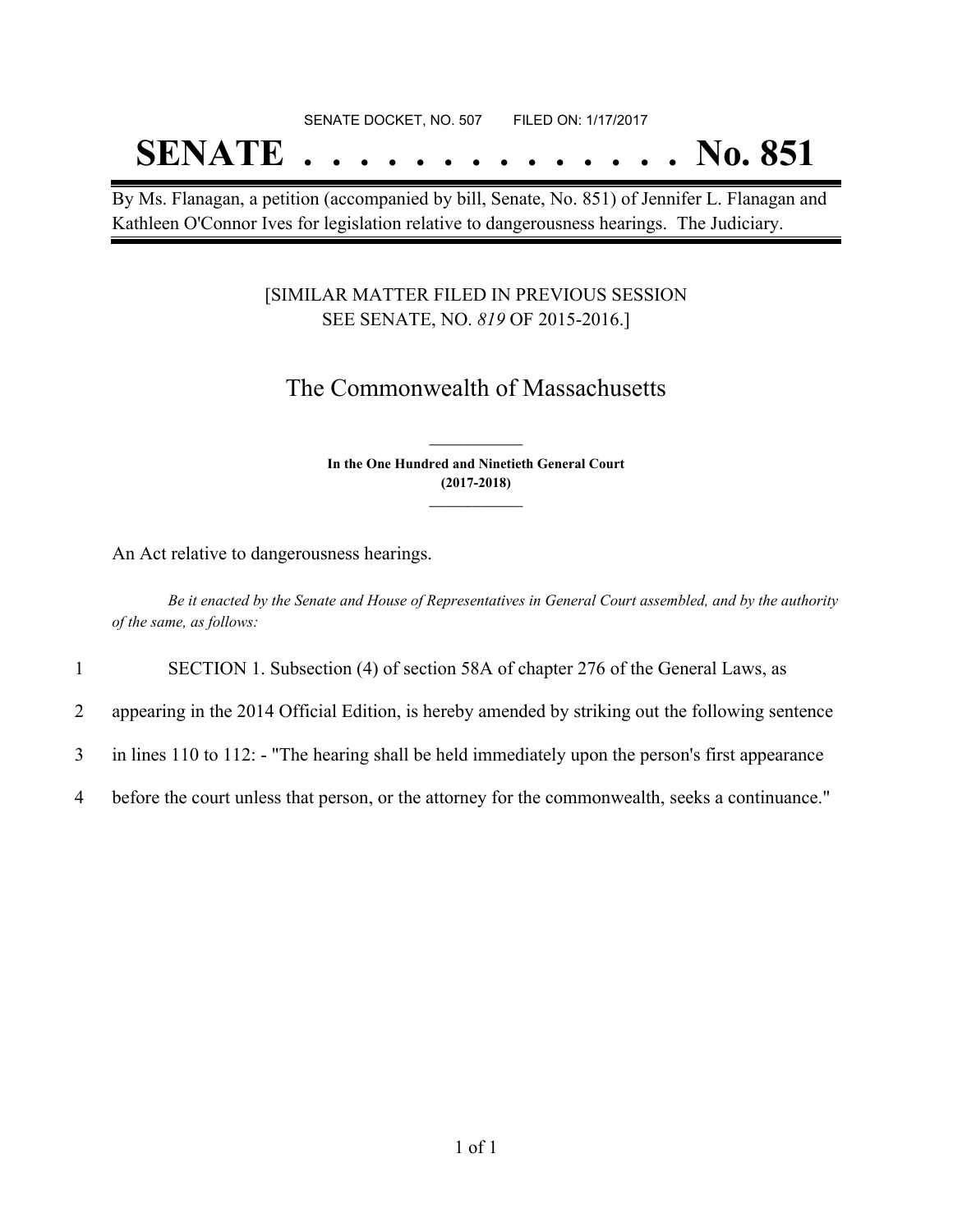SENATE DOCKET, NO. 507        FILED ON: 1/17/2017

# SENATE . . . . . . . . . . . . . . No. 851

By Ms. Flanagan, a petition (accompanied by bill, Senate, No. 851) of Jennifer L. Flanagan and Kathleen O'Connor Ives for legislation relative to dangerousness hearings. The Judiciary.

[SIMILAR MATTER FILED IN PREVIOUS SESSION SEE SENATE, NO. *819* OF 2015-2016.]

## The Commonwealth of Massachusetts

**In the One Hundred and Ninetieth General Court (2017-2018)**

An Act relative to dangerousness hearings.

*Be it enacted by the Senate and House of Representatives in General Court assembled, and by the authority of the same, as follows:*

1 SECTION 1. Subsection (4) of section 58A of chapter 276 of the General Laws, as
2 appearing in the 2014 Official Edition, is hereby amended by striking out the following sentence
3 in lines 110 to 112: - "The hearing shall be held immediately upon the person's first appearance
4 before the court unless that person, or the attorney for the commonwealth, seeks a continuance."